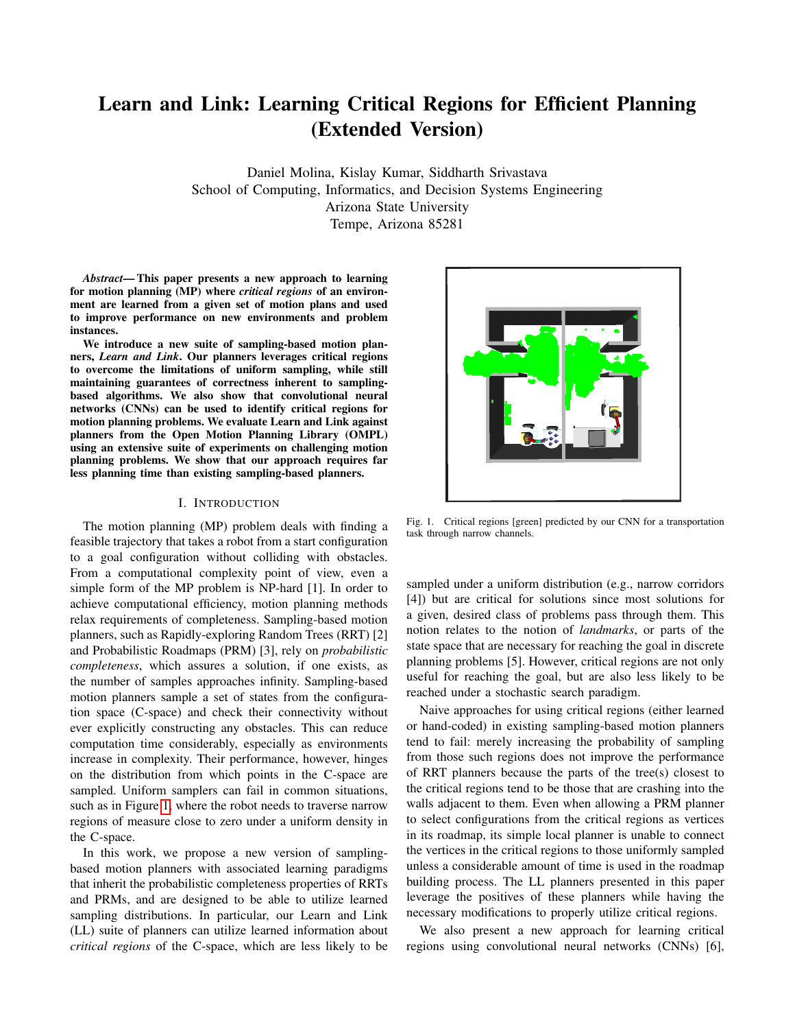# Learn and Link: Learning Critical Regions for Efficient Planning (Extended Version)

Daniel Molina, Kislay Kumar, Siddharth Srivastava
School of Computing, Informatics, and Decision Systems Engineering
Arizona State University
Tempe, Arizona 85281

***Abstract*— This paper presents a new approach to learning for motion planning (MP) where *critical regions* of an environment are learned from a given set of motion plans and used to improve performance on new environments and problem instances.**

**We introduce a new suite of sampling-based motion planners, *Learn and Link*. Our planners leverages critical regions to overcome the limitations of uniform sampling, while still maintaining guarantees of correctness inherent to sampling-based algorithms. We also show that convolutional neural networks (CNNs) can be used to identify critical regions for motion planning problems. We evaluate Learn and Link against planners from the Open Motion Planning Library (OMPL) using an extensive suite of experiments on challenging motion planning problems. We show that our approach requires far less planning time than existing sampling-based planners.**

## I. Introduction

The motion planning (MP) problem deals with finding a feasible trajectory that takes a robot from a start configuration to a goal configuration without colliding with obstacles. From a computational complexity point of view, even a simple form of the MP problem is NP-hard [1]. In order to achieve computational efficiency, motion planning methods relax requirements of completeness. Sampling-based motion planners, such as Rapidly-exploring Random Trees (RRT) [2] and Probabilistic Roadmaps (PRM) [3], rely on *probabilistic completeness*, which assures a solution, if one exists, as the number of samples approaches infinity. Sampling-based motion planners sample a set of states from the configuration space (C-space) and check their connectivity without ever explicitly constructing any obstacles. This can reduce computation time considerably, especially as environments increase in complexity. Their performance, however, hinges on the distribution from which points in the C-space are sampled. Uniform samplers can fail in common situations, such as in Figure 1, where the robot needs to traverse narrow regions of measure close to zero under a uniform density in the C-space.

In this work, we propose a new version of sampling-based motion planners with associated learning paradigms that inherit the probabilistic completeness properties of RRTs and PRMs, and are designed to be able to utilize learned sampling distributions. In particular, our Learn and Link (LL) suite of planners can utilize learned information about *critical regions* of the C-space, which are less likely to be sampled under a uniform distribution (e.g., narrow corridors [4]) but are critical for solutions since most solutions for a given, desired class of problems pass through them. This notion relates to the notion of *landmarks*, or parts of the state space that are necessary for reaching the goal in discrete planning problems [5]. However, critical regions are not only useful for reaching the goal, but are also less likely to be reached under a stochastic search paradigm.

Fig. 1. Critical regions [green] predicted by our CNN for a transportation task through narrow channels.

Naive approaches for using critical regions (either learned or hand-coded) in existing sampling-based motion planners tend to fail: merely increasing the probability of sampling from those such regions does not improve the performance of RRT planners because the parts of the tree(s) closest to the critical regions tend to be those that are crashing into the walls adjacent to them. Even when allowing a PRM planner to select configurations from the critical regions as vertices in its roadmap, its simple local planner is unable to connect the vertices in the critical regions to those uniformly sampled unless a considerable amount of time is used in the roadmap building process. The LL planners presented in this paper leverage the positives of these planners while having the necessary modifications to properly utilize critical regions.

We also present a new approach for learning critical regions using convolutional neural networks (CNNs) [6],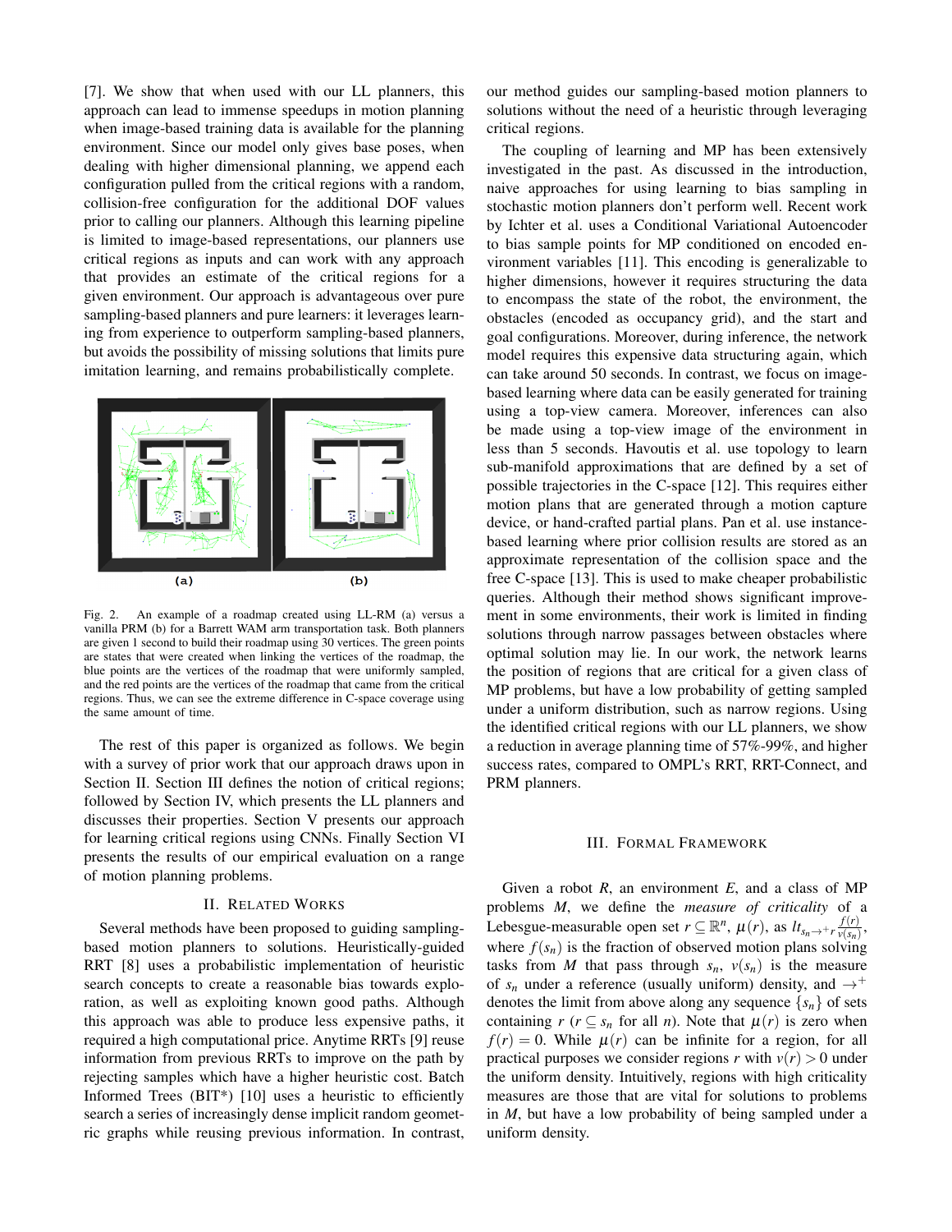[7]. We show that when used with our LL planners, this approach can lead to immense speedups in motion planning when image-based training data is available for the planning environment. Since our model only gives base poses, when dealing with higher dimensional planning, we append each configuration pulled from the critical regions with a random, collision-free configuration for the additional DOF values prior to calling our planners. Although this learning pipeline is limited to image-based representations, our planners use critical regions as inputs and can work with any approach that provides an estimate of the critical regions for a given environment. Our approach is advantageous over pure sampling-based planners and pure learners: it leverages learning from experience to outperform sampling-based planners, but avoids the possibility of missing solutions that limits pure imitation learning, and remains probabilistically complete.

Fig. 2. An example of a roadmap created using LL-RM (a) versus a vanilla PRM (b) for a Barrett WAM arm transportation task. Both planners are given 1 second to build their roadmap using 30 vertices. The green points are states that were created when linking the vertices of the roadmap, the blue points are the vertices of the roadmap that were uniformly sampled, and the red points are the vertices of the roadmap that came from the critical regions. Thus, we can see the extreme difference in C-space coverage using the same amount of time.

The rest of this paper is organized as follows. We begin with a survey of prior work that our approach draws upon in Section II. Section III defines the notion of critical regions; followed by Section IV, which presents the LL planners and discusses their properties. Section V presents our approach for learning critical regions using CNNs. Finally Section VI presents the results of our empirical evaluation on a range of motion planning problems.

## II. Related Works

Several methods have been proposed to guiding sampling-based motion planners to solutions. Heuristically-guided RRT [8] uses a probabilistic implementation of heuristic search concepts to create a reasonable bias towards exploration, as well as exploiting known good paths. Although this approach was able to produce less expensive paths, it required a high computational price. Anytime RRTs [9] reuse information from previous RRTs to improve on the path by rejecting samples which have a higher heuristic cost. Batch Informed Trees (BIT*) [10] uses a heuristic to efficiently search a series of increasingly dense implicit random geometric graphs while reusing previous information. In contrast, our method guides our sampling-based motion planners to solutions without the need of a heuristic through leveraging critical regions.

The coupling of learning and MP has been extensively investigated in the past. As discussed in the introduction, naive approaches for using learning to bias sampling in stochastic motion planners don't perform well. Recent work by Ichter et al. uses a Conditional Variational Autoencoder to bias sample points for MP conditioned on encoded environment variables [11]. This encoding is generalizable to higher dimensions, however it requires structuring the data to encompass the state of the robot, the environment, the obstacles (encoded as occupancy grid), and the start and goal configurations. Moreover, during inference, the network model requires this expensive data structuring again, which can take around 50 seconds. In contrast, we focus on image-based learning where data can be easily generated for training using a top-view camera. Moreover, inferences can also be made using a top-view image of the environment in less than 5 seconds. Havoutis et al. use topology to learn sub-manifold approximations that are defined by a set of possible trajectories in the C-space [12]. This requires either motion plans that are generated through a motion capture device, or hand-crafted partial plans. Pan et al. use instance-based learning where prior collision results are stored as an approximate representation of the collision space and the free C-space [13]. This is used to make cheaper probabilistic queries. Although their method shows significant improvement in some environments, their work is limited in finding solutions through narrow passages between obstacles where optimal solution may lie. In our work, the network learns the position of regions that are critical for a given class of MP problems, but have a low probability of getting sampled under a uniform distribution, such as narrow regions. Using the identified critical regions with our LL planners, we show a reduction in average planning time of 57%-99%, and higher success rates, compared to OMPL's RRT, RRT-Connect, and PRM planners.

## III. Formal Framework

Given a robot $R$, an environment $E$, and a class of MP problems $M$, we define the *measure of criticality* of a Lebesgue-measurable open set $r \subseteq \mathbb{R}^n$, $\mu(r)$, as $lt_{s_n \to^+ r} \frac{f(r)}{v(s_n)}$, where $f(s_n)$ is the fraction of observed motion plans solving tasks from $M$ that pass through $s_n$, $v(s_n)$ is the measure of $s_n$ under a reference (usually uniform) density, and $\to^+$ denotes the limit from above along any sequence $\{s_n\}$ of sets containing $r$ ($r \subseteq s_n$ for all $n$). Note that $\mu(r)$ is zero when $f(r) = 0$. While $\mu(r)$ can be infinite for a region, for all practical purposes we consider regions $r$ with $v(r) > 0$ under the uniform density. Intuitively, regions with high criticality measures are those that are vital for solutions to problems in $M$, but have a low probability of being sampled under a uniform density.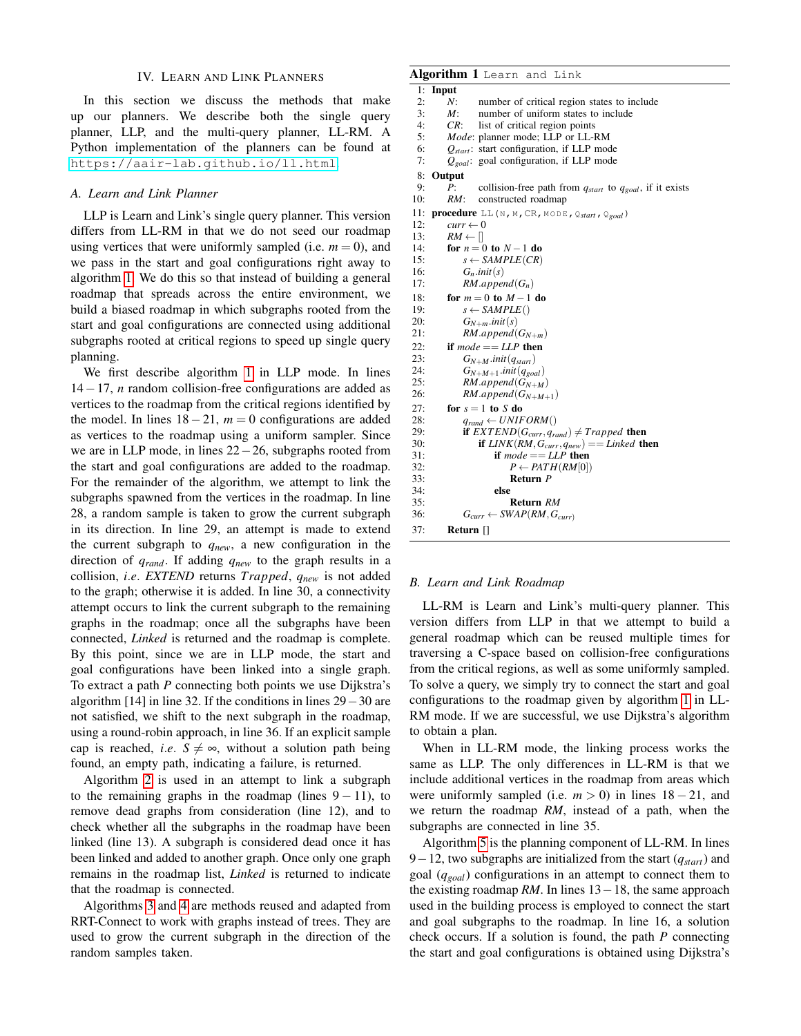## IV. Learn and Link Planners

In this section we discuss the methods that make up our planners. We describe both the single query planner, LLP, and the multi-query planner, LL-RM. A Python implementation of the planners can be found at https://aair-lab.github.io/ll.html

### A. Learn and Link Planner

LLP is Learn and Link's single query planner. This version differs from LL-RM in that we do not seed our roadmap using vertices that were uniformly sampled (i.e. $m = 0$), and we pass in the start and goal configurations right away to algorithm 1. We do this so that instead of building a general roadmap that spreads across the entire environment, we build a biased roadmap in which subgraphs rooted from the start and goal configurations are connected using additional subgraphs rooted at critical regions to speed up single query planning.

We first describe algorithm 1 in LLP mode. In lines $14-17$, $n$ random collision-free configurations are added as vertices to the roadmap from the critical regions identified by the model. In lines $18-21$, $m = 0$ configurations are added as vertices to the roadmap using a uniform sampler. Since we are in LLP mode, in lines $22-26$, subgraphs rooted from the start and goal configurations are added to the roadmap. For the remainder of the algorithm, we attempt to link the subgraphs spawned from the vertices in the roadmap. In line 28, a random sample is taken to grow the current subgraph in its direction. In line 29, an attempt is made to extend the current subgraph to $q_{new}$, a new configuration in the direction of $q_{rand}$. If adding $q_{new}$ to the graph results in a collision, *i.e.* *EXTEND* returns *Trapped*, $q_{new}$ is not added to the graph; otherwise it is added. In line 30, a connectivity attempt occurs to link the current subgraph to the remaining graphs in the roadmap; once all the subgraphs have been connected, *Linked* is returned and the roadmap is complete. By this point, since we are in LLP mode, the start and goal configurations have been linked into a single graph. To extract a path $P$ connecting both points we use Dijkstra's algorithm [14] in line 32. If the conditions in lines $29-30$ are not satisfied, we shift to the next subgraph in the roadmap, using a round-robin approach, in line 36. If an explicit sample cap is reached, *i.e.* $S \neq \infty$, without a solution path being found, an empty path, indicating a failure, is returned.

Algorithm 2 is used in an attempt to link a subgraph to the remaining graphs in the roadmap (lines $9-11$), to remove dead graphs from consideration (line 12), and to check whether all the subgraphs in the roadmap have been linked (line 13). A subgraph is considered dead once it has been linked and added to another graph. Once only one graph remains in the roadmap list, *Linked* is returned to indicate that the roadmap is connected.

Algorithms 3 and 4 are methods reused and adapted from RRT-Connect to work with graphs instead of trees. They are used to grow the current subgraph in the direction of the random samples taken.

**Algorithm 1** Learn and Link

```
1:  Input
2:      N:      number of critical region states to include
3:      M:      number of uniform states to include
4:      CR:     list of critical region points
5:      Mode:   planner mode; LLP or LL-RM
6:      Q_start: start configuration, if LLP mode
7:      Q_goal:  goal configuration, if LLP mode
8:  Output
9:      P:      collision-free path from q_start to q_goal, if it exists
10:     RM:     constructed roadmap
11: procedure LL(N, M, CR, MODE, Q_start, Q_goal)
12:     curr ← 0
13:     RM ← []
14:     for n = 0 to N − 1 do
15:         s ← SAMPLE(CR)
16:         G_n.init(s)
17:         RM.append(G_n)
18:     for m = 0 to M − 1 do
19:         s ← SAMPLE()
20:         G_{N+m}.init(s)
21:         RM.append(G_{N+m})
22:     if mode == LLP then
23:         G_{N+M}.init(q_start)
24:         G_{N+M+1}.init(q_goal)
25:         RM.append(G_{N+M})
26:         RM.append(G_{N+M+1})
27:     for s = 1 to S do
28:         q_rand ← UNIFORM()
29:         if EXTEND(G_curr, q_rand) ≠ Trapped then
30:             if LINK(RM, G_curr, q_new) == Linked then
31:                 if mode == LLP then
32:                     P ← PATH(RM[0])
33:                     Return P
34:                 else
35:                     Return RM
36:         G_curr ← SWAP(RM, G_curr)
37:     Return []
```

### B. Learn and Link Roadmap

LL-RM is Learn and Link's multi-query planner. This version differs from LLP in that we attempt to build a general roadmap which can be reused multiple times for traversing a C-space based on collision-free configurations from the critical regions, as well as some uniformly sampled. To solve a query, we simply try to connect the start and goal configurations to the roadmap given by algorithm 1 in LL-RM mode. If we are successful, we use Dijkstra's algorithm to obtain a plan.

When in LL-RM mode, the linking process works the same as LLP. The only differences in LL-RM is that we include additional vertices in the roadmap from areas which were uniformly sampled (i.e. $m > 0$) in lines $18-21$, and we return the roadmap *RM*, instead of a path, when the subgraphs are connected in line 35.

Algorithm 5 is the planning component of LL-RM. In lines $9-12$, two subgraphs are initialized from the start ($q_{start}$) and goal ($q_{goal}$) configurations in an attempt to connect them to the existing roadmap *RM*. In lines $13-18$, the same approach used in the building process is employed to connect the start and goal subgraphs to the roadmap. In line 16, a solution check occurs. If a solution is found, the path $P$ connecting the start and goal configurations is obtained using Dijkstra's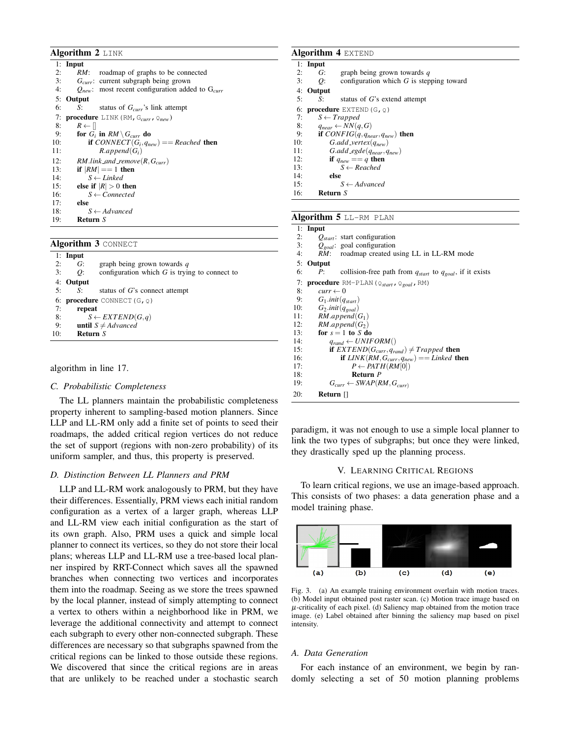**Algorithm 2** LINK

```
1: Input
2:     RM:     roadmap of graphs to be connected
3:     G_curr: current subgraph being grown
4:     Q_new:  most recent configuration added to G_curr
5: Output
6:     S:      status of G_curr's link attempt
7: procedure LINK(RM, G_curr, Q_new)
8:     R ← []
9:     for G_i in RM \ G_curr do
10:        if CONNECT(G_i, q_new) == Reached then
11:            R.append(G_i)
12:    RM.link_and_remove(R, G_curr)
13:    if |RM| == 1 then
14:        S ← Linked
15:    else if |R| > 0 then
16:        S ← Connected
17:    else
18:        S ← Advanced
19:    Return S
```

**Algorithm 3** CONNECT

```
1: Input
2:     G:  graph being grown towards q
3:     Q:  configuration which G is trying to connect to
4: Output
5:     S:  status of G's connect attempt
6: procedure CONNECT(G, Q)
7:     repeat
8:         S ← EXTEND(G, q)
9:     until S ≠ Advanced
10:    Return S
```

algorithm in line 17.

### C. Probabilistic Completeness

The LL planners maintain the probabilistic completeness property inherent to sampling-based motion planners. Since LLP and LL-RM only add a finite set of points to seed their roadmaps, the added critical region vertices do not reduce the set of support (regions with non-zero probability) of its uniform sampler, and thus, this property is preserved.

### D. Distinction Between LL Planners and PRM

LLP and LL-RM work analogously to PRM, but they have their differences. Essentially, PRM views each initial random configuration as a vertex of a larger graph, whereas LLP and LL-RM view each initial configuration as the start of its own graph. Also, PRM uses a quick and simple local planner to connect its vertices, so they do not store their local plans; whereas LLP and LL-RM use a tree-based local planner inspired by RRT-Connect which saves all the spawned branches when connecting two vertices and incorporates them into the roadmap. Seeing as we store the trees spawned by the local planner, instead of simply attempting to connect a vertex to others within a neighborhood like in PRM, we leverage the additional connectivity and attempt to connect each subgraph to every other non-connected subgraph. These differences are necessary so that subgraphs spawned from the critical regions can be linked to those outside these regions. We discovered that since the critical regions are in areas that are unlikely to be reached under a stochastic search paradigm, it was not enough to use a simple local planner to link the two types of subgraphs; but once they were linked, they drastically sped up the planning process.

**Algorithm 4** EXTEND

```
1: Input
2:     G:  graph being grown towards q
3:     Q:  configuration which G is stepping toward
4: Output
5:     S:  status of G's extend attempt
6: procedure EXTEND(G, Q)
7:     S ← Trapped
8:     q_near ← NN(q, G)
9:     if CONFIG(q, q_near, q_new) then
10:        G.add_vertex(q_new)
11:        G.add_egde(q_near, q_new)
12:        if q_new == q then
13:            S ← Reached
14:        else
15:            S ← Advanced
16:    Return S
```

**Algorithm 5** LL-RM PLAN

```
1: Input
2:     Q_start: start configuration
3:     Q_goal:  goal configuration
4:     RM:      roadmap created using LL in LL-RM mode
5: Output
6:     P:       collision-free path from q_start to q_goal, if it exists
7: procedure RM-PLAN(Q_start, Q_goal, RM)
8:     curr ← 0
9:     G_1.init(q_start)
10:    G_2.init(q_goal)
11:    RM.append(G_1)
12:    RM.append(G_2)
13:    for s = 1 to S do
14:        q_rand ← UNIFORM()
15:        if EXTEND(G_curr, q_rand) ≠ Trapped then
16:            if LINK(RM, G_curr, q_new) == Linked then
17:                P ← PATH(RM[0])
18:                Return P
19:        G_curr ← SWAP(RM, G_curr)
20:    Return []
```

## V. Learning Critical Regions

To learn critical regions, we use an image-based approach. This consists of two phases: a data generation phase and a model training phase.

Fig. 3. (a) An example training environment overlain with motion traces. (b) Model input obtained post raster scan. (c) Motion trace image based on $\mu$-criticality of each pixel. (d) Saliency map obtained from the motion trace image. (e) Label obtained after binning the saliency map based on pixel intensity.

### A. Data Generation

For each instance of an environment, we begin by randomly selecting a set of 50 motion planning problems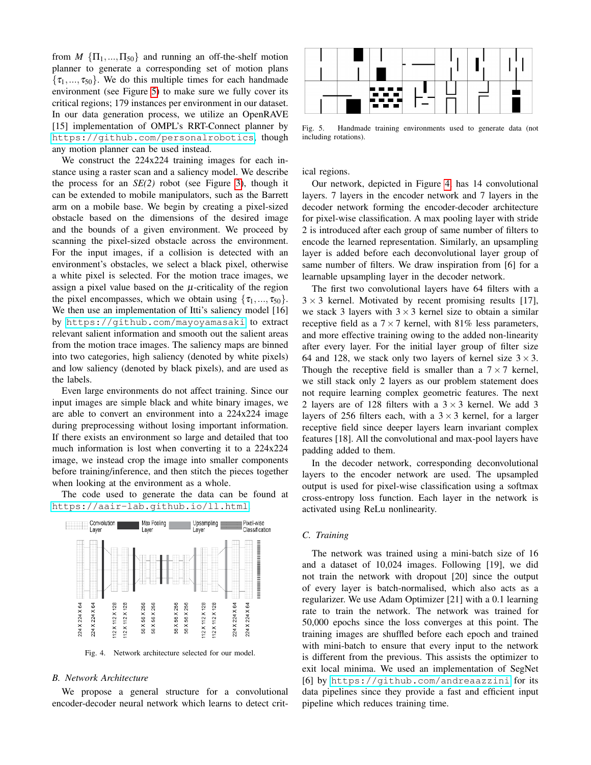from $M$ $\{\Pi_1, ..., \Pi_{50}\}$ and running an off-the-shelf motion planner to generate a corresponding set of motion plans $\{\tau_1, ..., \tau_{50}\}$. We do this multiple times for each handmade environment (see Figure 5) to make sure we fully cover its critical regions; 179 instances per environment in our dataset. In our data generation process, we utilize an OpenRAVE [15] implementation of OMPL's RRT-Connect planner by https://github.com/personalrobotics, though any motion planner can be used instead.

We construct the 224x224 training images for each instance using a raster scan and a saliency model. We describe the process for an *SE(2)* robot (see Figure 3), though it can be extended to mobile manipulators, such as the Barrett arm on a mobile base. We begin by creating a pixel-sized obstacle based on the dimensions of the desired image and the bounds of a given environment. We proceed by scanning the pixel-sized obstacle across the environment. For the input images, if a collision is detected with an environment's obstacles, we select a black pixel, otherwise a white pixel is selected. For the motion trace images, we assign a pixel value based on the $\mu$-criticality of the region the pixel encompasses, which we obtain using $\{\tau_1, ..., \tau_{50}\}$. We then use an implementation of Itti's saliency model [16] by https://github.com/mayoyamasaki to extract relevant salient information and smooth out the salient areas from the motion trace images. The saliency maps are binned into two categories, high saliency (denoted by white pixels) and low saliency (denoted by black pixels), and are used as the labels.

Even large environments do not affect training. Since our input images are simple black and white binary images, we are able to convert an environment into a 224x224 image during preprocessing without losing important information. If there exists an environment so large and detailed that too much information is lost when converting it to a 224x224 image, we instead crop the image into smaller components before training/inference, and then stitch the pieces together when looking at the environment as a whole.

The code used to generate the data can be found at https://aair-lab.github.io/ll.html.

Fig. 4. Network architecture selected for our model.

### B. Network Architecture

We propose a general structure for a convolutional encoder-decoder neural network which learns to detect critical regions.

Fig. 5. Handmade training environments used to generate data (not including rotations).

Our network, depicted in Figure 4, has 14 convolutional layers. 7 layers in the encoder network and 7 layers in the decoder network forming the encoder-decoder architecture for pixel-wise classification. A max pooling layer with stride 2 is introduced after each group of same number of filters to encode the learned representation. Similarly, an upsampling layer is added before each deconvolutional layer group of same number of filters. We draw inspiration from [6] for a learnable upsampling layer in the decoder network.

The first two convolutional layers have 64 filters with a $3 \times 3$ kernel. Motivated by recent promising results [17], we stack 3 layers with $3 \times 3$ kernel size to obtain a similar receptive field as a $7 \times 7$ kernel, with 81% less parameters, and more effective training owing to the added non-linearity after every layer. For the initial layer group of filter size 64 and 128, we stack only two layers of kernel size $3 \times 3$. Though the receptive field is smaller than a $7 \times 7$ kernel, we still stack only 2 layers as our problem statement does not require learning complex geometric features. The next 2 layers are of 128 filters with a $3 \times 3$ kernel. We add 3 layers of 256 filters each, with a $3 \times 3$ kernel, for a larger receptive field since deeper layers learn invariant complex features [18]. All the convolutional and max-pool layers have padding added to them.

In the decoder network, corresponding deconvolutional layers to the encoder network are used. The upsampled output is used for pixel-wise classification using a softmax cross-entropy loss function. Each layer in the network is activated using ReLu nonlinearity.

### C. Training

The network was trained using a mini-batch size of 16 and a dataset of 10,024 images. Following [19], we did not train the network with dropout [20] since the output of every layer is batch-normalised, which also acts as a regularizer. We use Adam Optimizer [21] with a 0.1 learning rate to train the network. The network was trained for 50,000 epochs since the loss converges at this point. The training images are shuffled before each epoch and trained with mini-batch to ensure that every input to the network is different from the previous. This assists the optimizer to exit local minima. We used an implementation of SegNet [6] by https://github.com/andreaazzini for its data pipelines since they provide a fast and efficient input pipeline which reduces training time.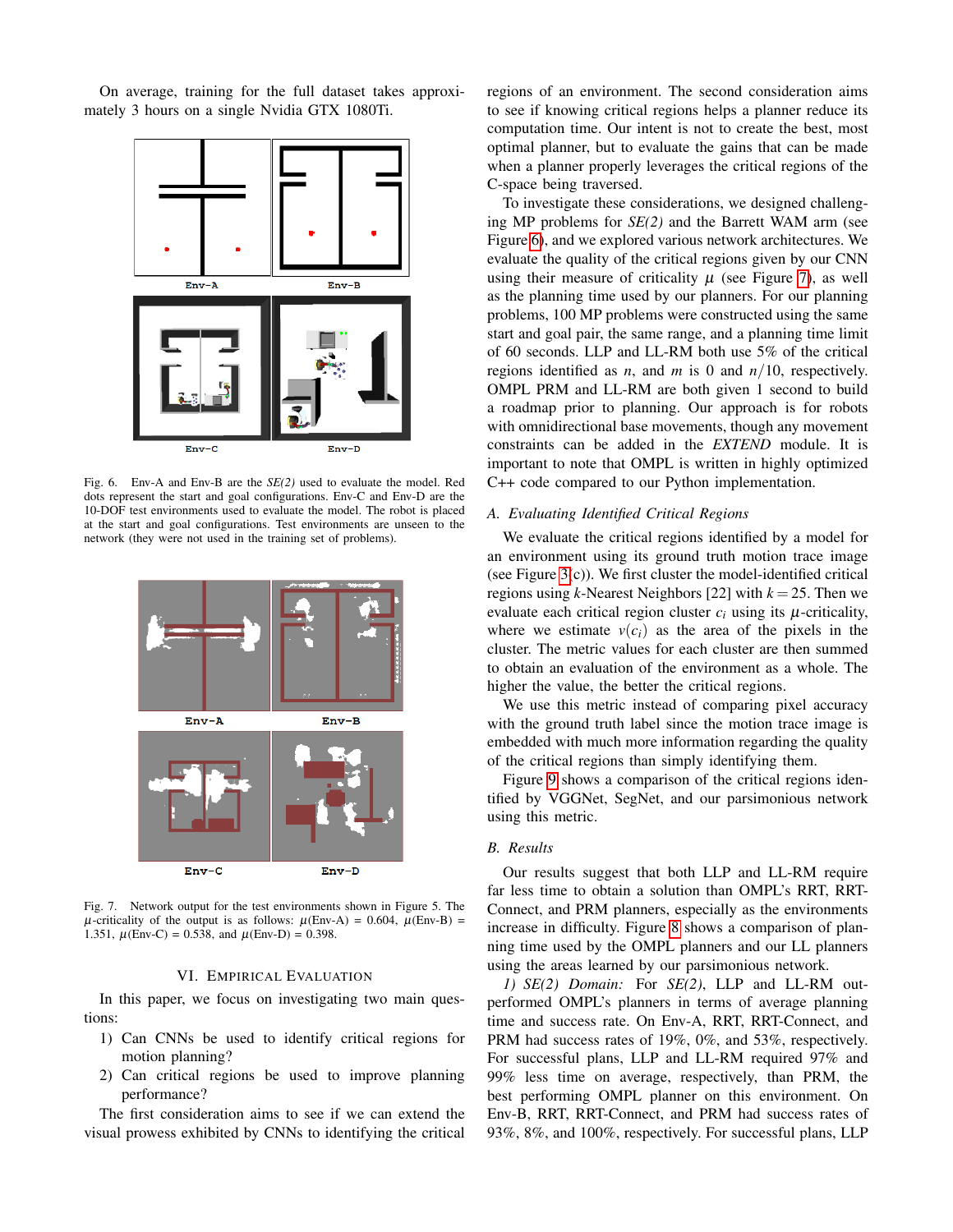On average, training for the full dataset takes approximately 3 hours on a single Nvidia GTX 1080Ti.

Fig. 6. Env-A and Env-B are the *SE(2)* used to evaluate the model. Red dots represent the start and goal configurations. Env-C and Env-D are the 10-DOF test environments used to evaluate the model. The robot is placed at the start and goal configurations. Test environments are unseen to the network (they were not used in the training set of problems).

Fig. 7. Network output for the test environments shown in Figure 5. The $\mu$-criticality of the output is as follows: $\mu$(Env-A) = 0.604, $\mu$(Env-B) = 1.351, $\mu$(Env-C) = 0.538, and $\mu$(Env-D) = 0.398.

## VI. Empirical Evaluation

In this paper, we focus on investigating two main questions:

1) Can CNNs be used to identify critical regions for motion planning?
2) Can critical regions be used to improve planning performance?

The first consideration aims to see if we can extend the visual prowess exhibited by CNNs to identifying the critical regions of an environment. The second consideration aims to see if knowing critical regions helps a planner reduce its computation time. Our intent is not to create the best, most optimal planner, but to evaluate the gains that can be made when a planner properly leverages the critical regions of the C-space being traversed.

To investigate these considerations, we designed challenging MP problems for *SE(2)* and the Barrett WAM arm (see Figure 6), and we explored various network architectures. We evaluate the quality of the critical regions given by our CNN using their measure of criticality $\mu$ (see Figure 7), as well as the planning time used by our planners. For our planning problems, 100 MP problems were constructed using the same start and goal pair, the same range, and a planning time limit of 60 seconds. LLP and LL-RM both use 5% of the critical regions identified as $n$, and $m$ is 0 and $n/10$, respectively. OMPL PRM and LL-RM are both given 1 second to build a roadmap prior to planning. Our approach is for robots with omnidirectional base movements, though any movement constraints can be added in the *EXTEND* module. It is important to note that OMPL is written in highly optimized C++ code compared to our Python implementation.

### A. Evaluating Identified Critical Regions

We evaluate the critical regions identified by a model for an environment using its ground truth motion trace image (see Figure 3(c)). We first cluster the model-identified critical regions using $k$-Nearest Neighbors [22] with $k = 25$. Then we evaluate each critical region cluster $c_i$ using its $\mu$-criticality, where we estimate $v(c_i)$ as the area of the pixels in the cluster. The metric values for each cluster are then summed to obtain an evaluation of the environment as a whole. The higher the value, the better the critical regions.

We use this metric instead of comparing pixel accuracy with the ground truth label since the motion trace image is embedded with much more information regarding the quality of the critical regions than simply identifying them.

Figure 9 shows a comparison of the critical regions identified by VGGNet, SegNet, and our parsimonious network using this metric.

### B. Results

Our results suggest that both LLP and LL-RM require far less time to obtain a solution than OMPL's RRT, RRT-Connect, and PRM planners, especially as the environments increase in difficulty. Figure 8 shows a comparison of planning time used by the OMPL planners and our LL planners using the areas learned by our parsimonious network.

*1) SE(2) Domain:* For *SE(2)*, LLP and LL-RM outperformed OMPL's planners in terms of average planning time and success rate. On Env-A, RRT, RRT-Connect, and PRM had success rates of 19%, 0%, and 53%, respectively. For successful plans, LLP and LL-RM required 97% and 99% less time on average, respectively, than PRM, the best performing OMPL planner on this environment. On Env-B, RRT, RRT-Connect, and PRM had success rates of 93%, 8%, and 100%, respectively. For successful plans, LLP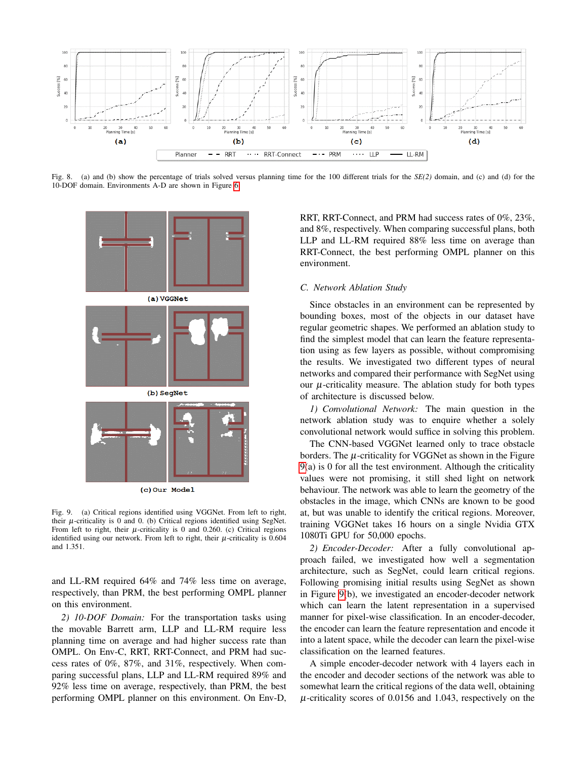Fig. 8. (a) and (b) show the percentage of trials solved versus planning time for the 100 different trials for the *SE(2)* domain, and (c) and (d) for the 10-DOF domain. Environments A-D are shown in Figure 6.

Fig. 9. (a) Critical regions identified using VGGNet. From left to right, their $\mu$-criticality is 0 and 0. (b) Critical regions identified using SegNet. From left to right, their $\mu$-criticality is 0 and 0.260. (c) Critical regions identified using our network. From left to right, their $\mu$-criticality is 0.604 and 1.351.

and LL-RM required 64% and 74% less time on average, respectively, than PRM, the best performing OMPL planner on this environment.

*2) 10-DOF Domain:* For the transportation tasks using the movable Barrett arm, LLP and LL-RM require less planning time on average and had higher success rate than OMPL. On Env-C, RRT, RRT-Connect, and PRM had success rates of 0%, 87%, and 31%, respectively. When comparing successful plans, LLP and LL-RM required 89% and 92% less time on average, respectively, than PRM, the best performing OMPL planner on this environment. On Env-D, RRT, RRT-Connect, and PRM had success rates of 0%, 23%, and 8%, respectively. When comparing successful plans, both LLP and LL-RM required 88% less time on average than RRT-Connect, the best performing OMPL planner on this environment.

### C. Network Ablation Study

Since obstacles in an environment can be represented by bounding boxes, most of the objects in our dataset have regular geometric shapes. We performed an ablation study to find the simplest model that can learn the feature representation using as few layers as possible, without compromising the results. We investigated two different types of neural networks and compared their performance with SegNet using our $\mu$-criticality measure. The ablation study for both types of architecture is discussed below.

*1) Convolutional Network:* The main question in the network ablation study was to enquire whether a solely convolutional network would suffice in solving this problem. The CNN-based VGGNet learned only to trace obstacle borders. The $\mu$-criticality for VGGNet as shown in the Figure 9(a) is 0 for all the test environment. Although the criticality values were not promising, it still shed light on network behaviour. The network was able to learn the geometry of the obstacles in the image, which CNNs are known to be good at, but was unable to identify the critical regions. Moreover, training VGGNet takes 16 hours on a single Nvidia GTX 1080Ti GPU for 50,000 epochs.

*2) Encoder-Decoder:* After a fully convolutional approach failed, we investigated how well a segmentation architecture, such as SegNet, could learn critical regions. Following promising initial results using SegNet as shown in Figure 9(b), we investigated an encoder-decoder network which can learn the latent representation in a supervised manner for pixel-wise classification. In an encoder-decoder, the encoder can learn the feature representation and encode it into a latent space, while the decoder can learn the pixel-wise classification on the learned features.

A simple encoder-decoder network with 4 layers each in the encoder and decoder sections of the network was able to somewhat learn the critical regions of the data well, obtaining $\mu$-criticality scores of 0.0156 and 1.043, respectively on the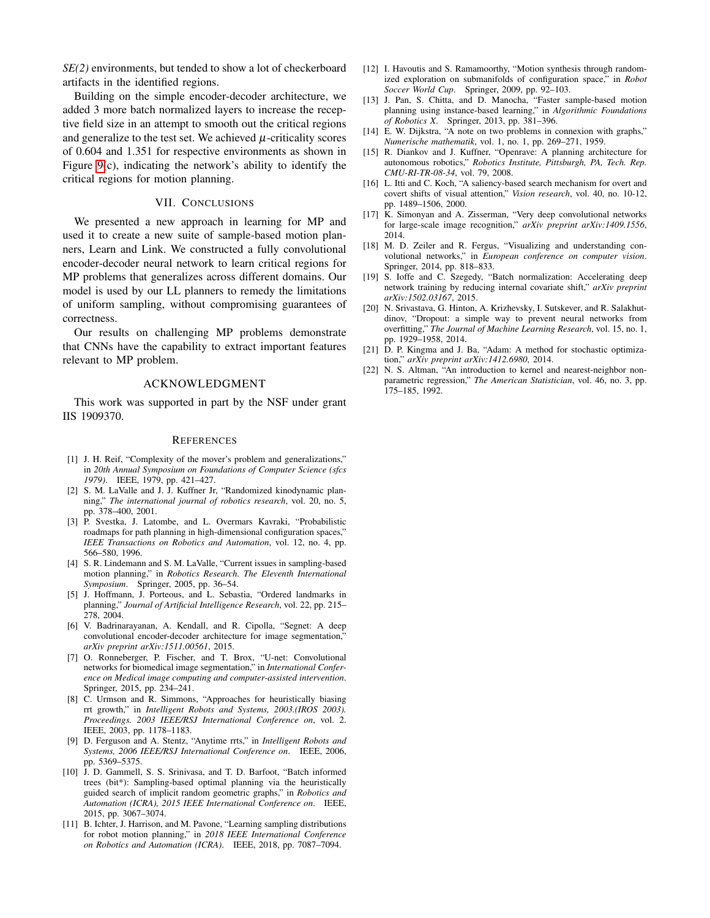*SE(2)* environments, but tended to show a lot of checkerboard artifacts in the identified regions.

Building on the simple encoder-decoder architecture, we added 3 more batch normalized layers to increase the receptive field size in an attempt to smooth out the critical regions and generalize to the test set. We achieved $\mu$-criticality scores of 0.604 and 1.351 for respective environments as shown in Figure 9(c), indicating the network's ability to identify the critical regions for motion planning.

## VII. Conclusions

We presented a new approach in learning for MP and used it to create a new suite of sample-based motion planners, Learn and Link. We constructed a fully convolutional encoder-decoder neural network to learn critical regions for MP problems that generalizes across different domains. Our model is used by our LL planners to remedy the limitations of uniform sampling, without compromising guarantees of correctness.

Our results on challenging MP problems demonstrate that CNNs have the capability to extract important features relevant to MP problem.

## Acknowledgment

This work was supported in part by the NSF under grant IIS 1909370.

## References

[1] J. H. Reif, "Complexity of the mover's problem and generalizations," in *20th Annual Symposium on Foundations of Computer Science (sfcs 1979)*. IEEE, 1979, pp. 421–427.

[2] S. M. LaValle and J. J. Kuffner Jr, "Randomized kinodynamic planning," *The international journal of robotics research*, vol. 20, no. 5, pp. 378–400, 2001.

[3] P. Svestka, J. Latombe, and L. Overmars Kavraki, "Probabilistic roadmaps for path planning in high-dimensional configuration spaces," *IEEE Transactions on Robotics and Automation*, vol. 12, no. 4, pp. 566–580, 1996.

[4] S. R. Lindemann and S. M. LaValle, "Current issues in sampling-based motion planning," in *Robotics Research. The Eleventh International Symposium*. Springer, 2005, pp. 36–54.

[5] J. Hoffmann, J. Porteous, and L. Sebastia, "Ordered landmarks in planning," *Journal of Artificial Intelligence Research*, vol. 22, pp. 215–278, 2004.

[6] V. Badrinarayanan, A. Kendall, and R. Cipolla, "Segnet: A deep convolutional encoder-decoder architecture for image segmentation," *arXiv preprint arXiv:1511.00561*, 2015.

[7] O. Ronneberger, P. Fischer, and T. Brox, "U-net: Convolutional networks for biomedical image segmentation," in *International Conference on Medical image computing and computer-assisted intervention*. Springer, 2015, pp. 234–241.

[8] C. Urmson and R. Simmons, "Approaches for heuristically biasing rrt growth," in *Intelligent Robots and Systems, 2003.(IROS 2003). Proceedings. 2003 IEEE/RSJ International Conference on*, vol. 2. IEEE, 2003, pp. 1178–1183.

[9] D. Ferguson and A. Stentz, "Anytime rrts," in *Intelligent Robots and Systems, 2006 IEEE/RSJ International Conference on*. IEEE, 2006, pp. 5369–5375.

[10] J. D. Gammell, S. S. Srinivasa, and T. D. Barfoot, "Batch informed trees (bit*): Sampling-based optimal planning via the heuristically guided search of implicit random geometric graphs," in *Robotics and Automation (ICRA), 2015 IEEE International Conference on*. IEEE, 2015, pp. 3067–3074.

[11] B. Ichter, J. Harrison, and M. Pavone, "Learning sampling distributions for robot motion planning," in *2018 IEEE International Conference on Robotics and Automation (ICRA)*. IEEE, 2018, pp. 7087–7094.

[12] I. Havoutis and S. Ramamoorthy, "Motion synthesis through randomized exploration on submanifolds of configuration space," in *Robot Soccer World Cup*. Springer, 2009, pp. 92–103.

[13] J. Pan, S. Chitta, and D. Manocha, "Faster sample-based motion planning using instance-based learning," in *Algorithmic Foundations of Robotics X*. Springer, 2013, pp. 381–396.

[14] E. W. Dijkstra, "A note on two problems in connexion with graphs," *Numerische mathematik*, vol. 1, no. 1, pp. 269–271, 1959.

[15] R. Diankov and J. Kuffner, "Openrave: A planning architecture for autonomous robotics," *Robotics Institute, Pittsburgh, PA, Tech. Rep. CMU-RI-TR-08-34*, vol. 79, 2008.

[16] L. Itti and C. Koch, "A saliency-based search mechanism for overt and covert shifts of visual attention," *Vision research*, vol. 40, no. 10-12, pp. 1489–1506, 2000.

[17] K. Simonyan and A. Zisserman, "Very deep convolutional networks for large-scale image recognition," *arXiv preprint arXiv:1409.1556*, 2014.

[18] M. D. Zeiler and R. Fergus, "Visualizing and understanding convolutional networks," in *European conference on computer vision*. Springer, 2014, pp. 818–833.

[19] S. Ioffe and C. Szegedy, "Batch normalization: Accelerating deep network training by reducing internal covariate shift," *arXiv preprint arXiv:1502.03167*, 2015.

[20] N. Srivastava, G. Hinton, A. Krizhevsky, I. Sutskever, and R. Salakhutdinov, "Dropout: a simple way to prevent neural networks from overfitting," *The Journal of Machine Learning Research*, vol. 15, no. 1, pp. 1929–1958, 2014.

[21] D. P. Kingma and J. Ba, "Adam: A method for stochastic optimization," *arXiv preprint arXiv:1412.6980*, 2014.

[22] N. S. Altman, "An introduction to kernel and nearest-neighbor nonparametric regression," *The American Statistician*, vol. 46, no. 3, pp. 175–185, 1992.